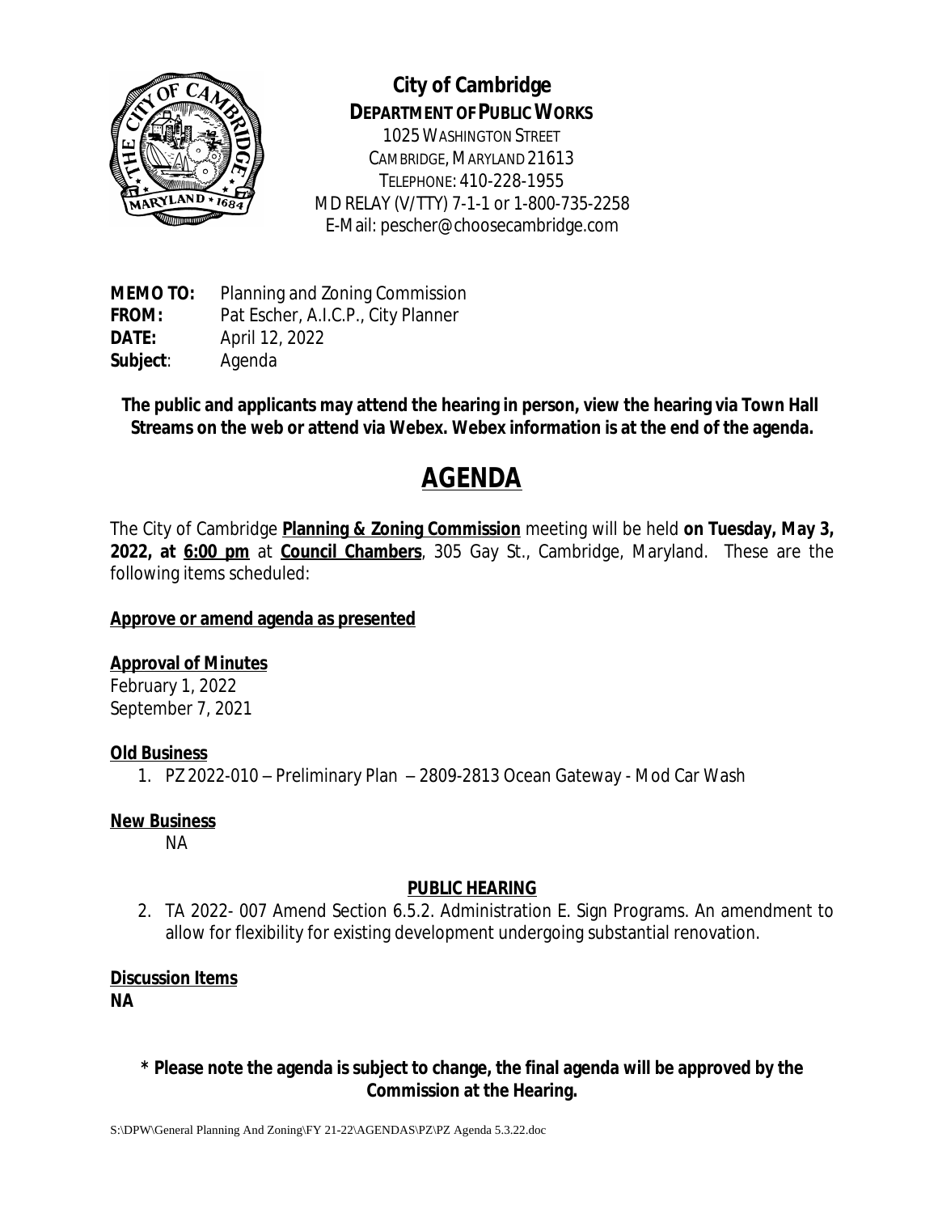**City of Cambridge**
**DEPARTMENT OF PUBLIC WORKS**
1025 WASHINGTON STREET
CAMBRIDGE, MARYLAND 21613
TELEPHONE: 410-228-1955
MD RELAY (V/TTY) 7-1-1 or 1-800-735-2258
E-Mail: pescher@choosecambridge.com

**MEMO TO:** Planning and Zoning Commission
**FROM:** Pat Escher, A.I.C.P., City Planner
**DATE:** April 12, 2022
**Subject**: Agenda

**The public and applicants may attend the hearing in person, view the hearing via Town Hall Streams on the web or attend via Webex. Webex information is at the end of the agenda.**

# AGENDA

The City of Cambridge **Planning & Zoning Commission** meeting will be held **on Tuesday, May 3, 2022, at 6:00 pm** at **Council Chambers**, 305 Gay St., Cambridge, Maryland. These are the following items scheduled:

**Approve or amend agenda as presented**

**Approval of Minutes**
February 1, 2022
September 7, 2021

**Old Business**

1. PZ 2022-010 – Preliminary Plan – 2809-2813 Ocean Gateway - Mod Car Wash

**New Business**

NA

**PUBLIC HEARING**

2. TA 2022- 007 Amend Section 6.5.2. Administration E. Sign Programs. An amendment to allow for flexibility for existing development undergoing substantial renovation.

**Discussion Items**
**NA**

**\* Please note the agenda is subject to change, the final agenda will be approved by the Commission at the Hearing.**

S:\DPW\General Planning And Zoning\FY 21-22\AGENDAS\PZ\PZ Agenda 5.3.22.doc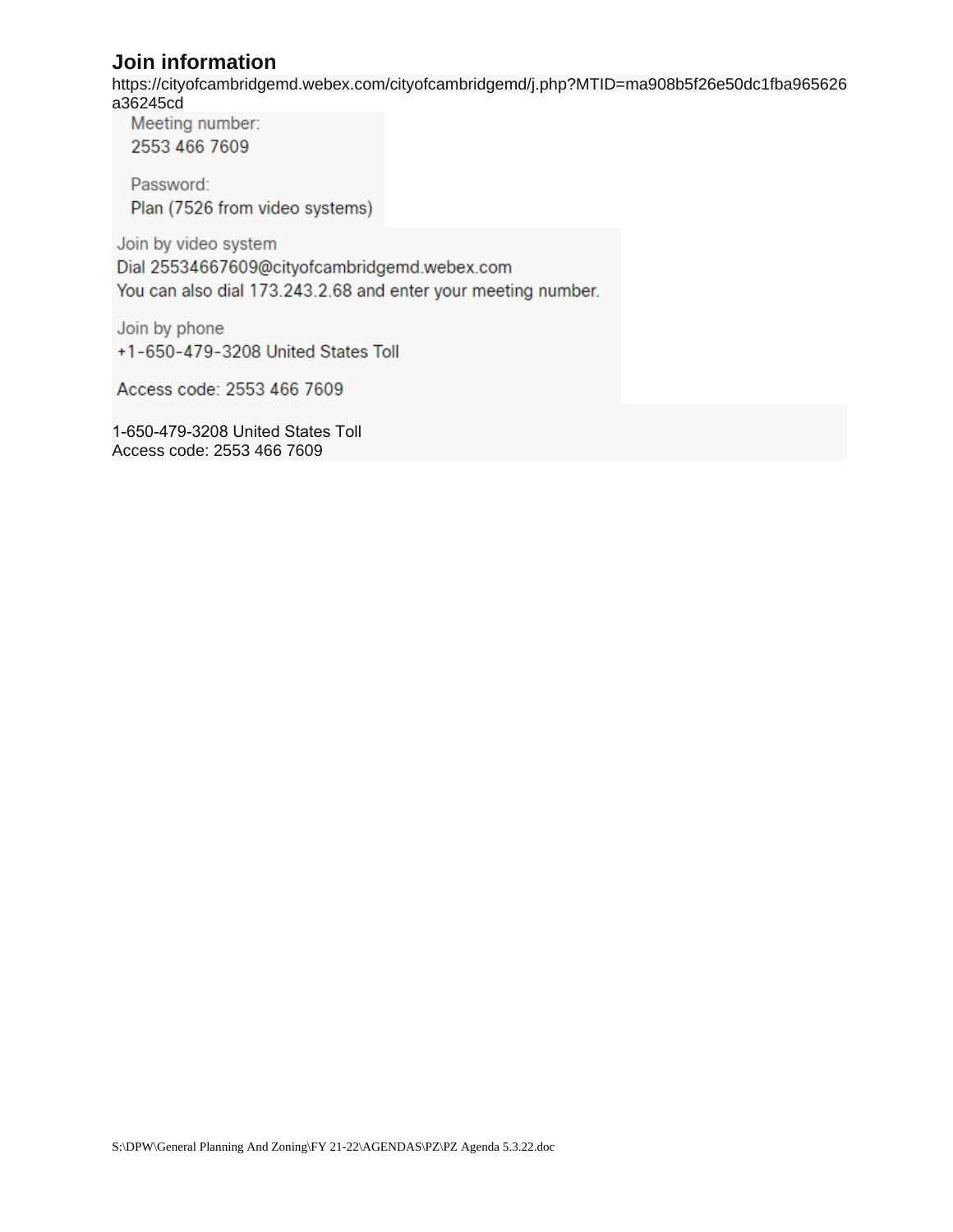## Join information

https://cityofcambridgemd.webex.com/cityofcambridgemd/j.php?MTID=ma908b5f26e50dc1fba965626a36245cd

Meeting number:
2553 466 7609

Password:
Plan (7526 from video systems)

Join by video system
Dial 25534667609@cityofcambridgemd.webex.com
You can also dial 173.243.2.68 and enter your meeting number.

Join by phone
+1-650-479-3208 United States Toll

Access code: 2553 466 7609

1-650-479-3208 United States Toll
Access code: 2553 466 7609

S:\DPW\General Planning And Zoning\FY 21-22\AGENDAS\PZ\PZ Agenda 5.3.22.doc